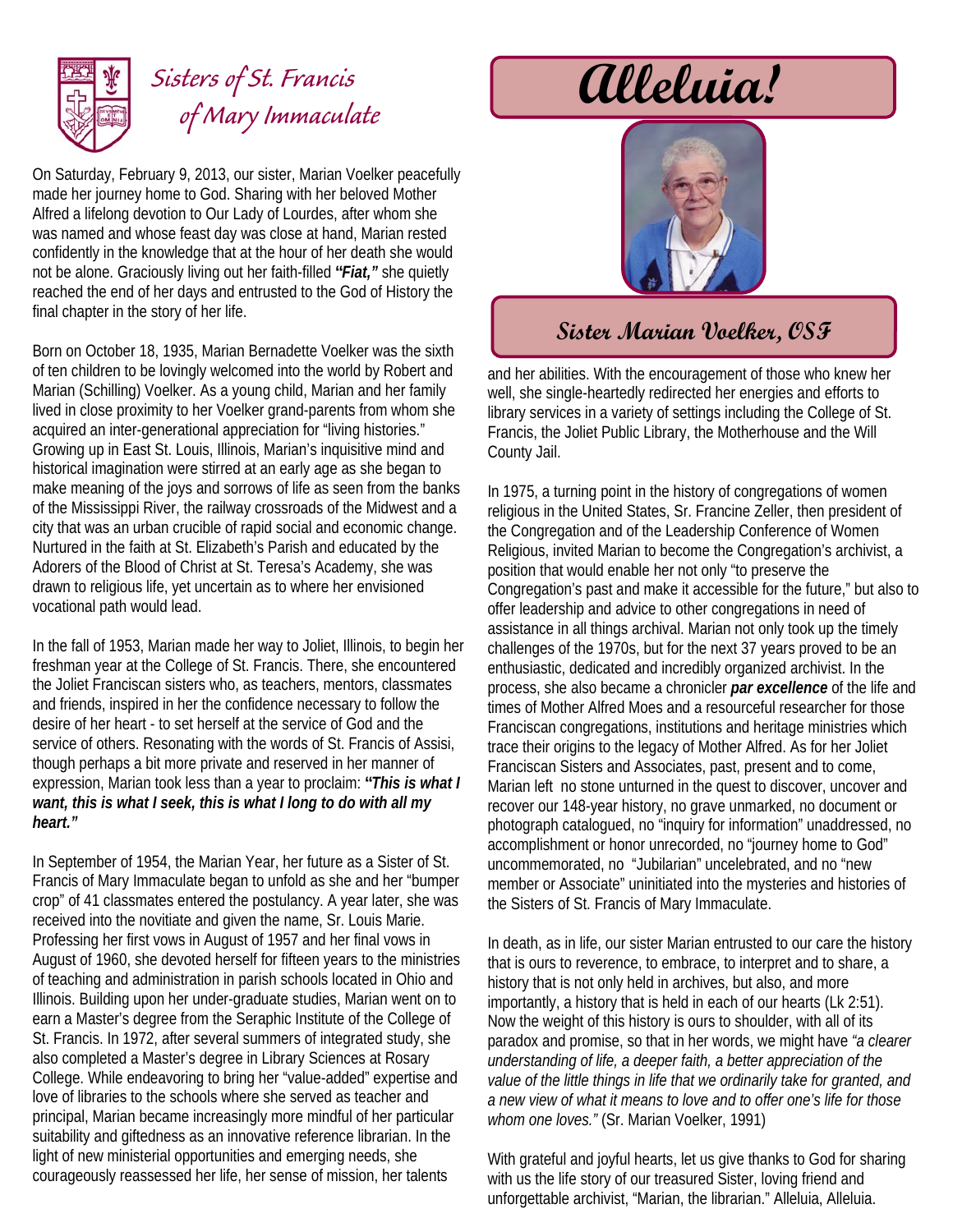# Sisters of St. Francis of Mary Immaculate

# Alleluia!

## Sister Marian Voelker, OSF

On Saturday, February 9, 2013, our sister, Marian Voelker peacefully made her journey home to God. Sharing with her beloved Mother Alfred a lifelong devotion to Our Lady of Lourdes, after whom she was named and whose feast day was close at hand, Marian rested confidently in the knowledge that at the hour of her death she would not be alone. Graciously living out her faith-filled ***"Fiat,"*** she quietly reached the end of her days and entrusted to the God of History the final chapter in the story of her life.

Born on October 18, 1935, Marian Bernadette Voelker was the sixth of ten children to be lovingly welcomed into the world by Robert and Marian (Schilling) Voelker. As a young child, Marian and her family lived in close proximity to her Voelker grand-parents from whom she acquired an inter-generational appreciation for "living histories." Growing up in East St. Louis, Illinois, Marian's inquisitive mind and historical imagination were stirred at an early age as she began to make meaning of the joys and sorrows of life as seen from the banks of the Mississippi River, the railway crossroads of the Midwest and a city that was an urban crucible of rapid social and economic change. Nurtured in the faith at St. Elizabeth's Parish and educated by the Adorers of the Blood of Christ at St. Teresa's Academy, she was drawn to religious life, yet uncertain as to where her envisioned vocational path would lead.

In the fall of 1953, Marian made her way to Joliet, Illinois, to begin her freshman year at the College of St. Francis. There, she encountered the Joliet Franciscan sisters who, as teachers, mentors, classmates and friends, inspired in her the confidence necessary to follow the desire of her heart - to set herself at the service of God and the service of others. Resonating with the words of St. Francis of Assisi, though perhaps a bit more private and reserved in her manner of expression, Marian took less than a year to proclaim: ***"This is what I want, this is what I seek, this is what I long to do with all my heart."***

In September of 1954, the Marian Year, her future as a Sister of St. Francis of Mary Immaculate began to unfold as she and her "bumper crop" of 41 classmates entered the postulancy. A year later, she was received into the novitiate and given the name, Sr. Louis Marie. Professing her first vows in August of 1957 and her final vows in August of 1960, she devoted herself for fifteen years to the ministries of teaching and administration in parish schools located in Ohio and Illinois. Building upon her under-graduate studies, Marian went on to earn a Master's degree from the Seraphic Institute of the College of St. Francis. In 1972, after several summers of integrated study, she also completed a Master's degree in Library Sciences at Rosary College. While endeavoring to bring her "value-added" expertise and love of libraries to the schools where she served as teacher and principal, Marian became increasingly more mindful of her particular suitability and giftedness as an innovative reference librarian. In the light of new ministerial opportunities and emerging needs, she courageously reassessed her life, her sense of mission, her talents and her abilities. With the encouragement of those who knew her well, she single-heartedly redirected her energies and efforts to library services in a variety of settings including the College of St. Francis, the Joliet Public Library, the Motherhouse and the Will County Jail.

In 1975, a turning point in the history of congregations of women religious in the United States, Sr. Francine Zeller, then president of the Congregation and of the Leadership Conference of Women Religious, invited Marian to become the Congregation's archivist, a position that would enable her not only "to preserve the Congregation's past and make it accessible for the future," but also to offer leadership and advice to other congregations in need of assistance in all things archival. Marian not only took up the timely challenges of the 1970s, but for the next 37 years proved to be an enthusiastic, dedicated and incredibly organized archivist. In the process, she also became a chronicler ***par excellence*** of the life and times of Mother Alfred Moes and a resourceful researcher for those Franciscan congregations, institutions and heritage ministries which trace their origins to the legacy of Mother Alfred. As for her Joliet Franciscan Sisters and Associates, past, present and to come, Marian left no stone unturned in the quest to discover, uncover and recover our 148-year history, no grave unmarked, no document or photograph catalogued, no "inquiry for information" unaddressed, no accomplishment or honor unrecorded, no "journey home to God" uncommemorated, no "Jubilarian" uncelebrated, and no "new member or Associate" uninitiated into the mysteries and histories of the Sisters of St. Francis of Mary Immaculate.

In death, as in life, our sister Marian entrusted to our care the history that is ours to reverence, to embrace, to interpret and to share, a history that is not only held in archives, but also, and more importantly, a history that is held in each of our hearts (Lk 2:51). Now the weight of this history is ours to shoulder, with all of its paradox and promise, so that in her words, we might have *"a clearer understanding of life, a deeper faith, a better appreciation of the value of the little things in life that we ordinarily take for granted, and a new view of what it means to love and to offer one's life for those whom one loves."* (Sr. Marian Voelker, 1991)

With grateful and joyful hearts, let us give thanks to God for sharing with us the life story of our treasured Sister, loving friend and unforgettable archivist, "Marian, the librarian." Alleluia, Alleluia.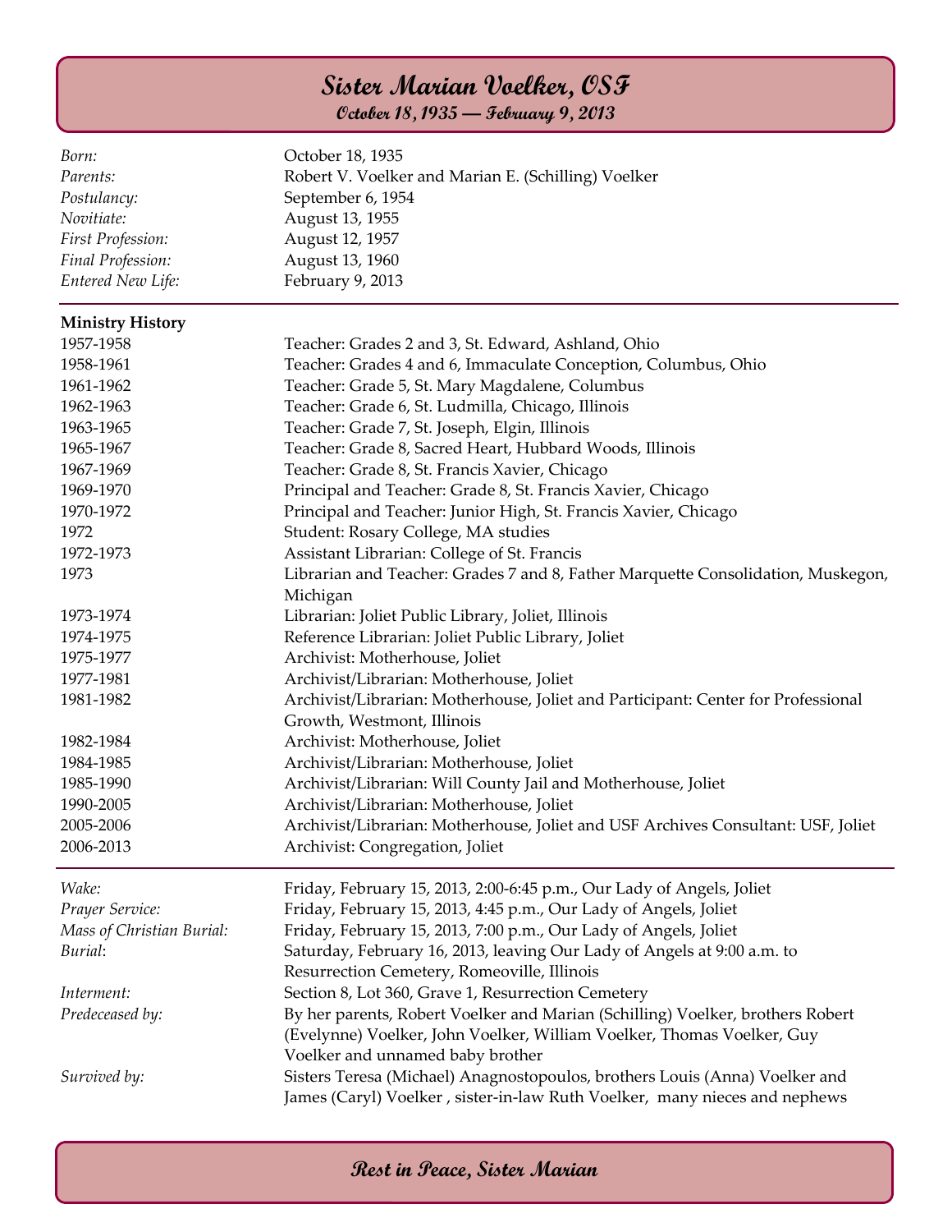# Sister Marian Voelker, OSF

**October 18, 1935 — February 9, 2013**

| | |
|---|---|
| *Born:* | October 18, 1935 |
| *Parents:* | Robert V. Voelker and Marian E. (Schilling) Voelker |
| *Postulancy:* | September 6, 1954 |
| *Novitiate:* | August 13, 1955 |
| *First Profession:* | August 12, 1957 |
| *Final Profession:* | August 13, 1960 |
| *Entered New Life:* | February 9, 2013 |

**Ministry History**

| | |
|---|---|
| 1957-1958 | Teacher: Grades 2 and 3, St. Edward, Ashland, Ohio |
| 1958-1961 | Teacher: Grades 4 and 6, Immaculate Conception, Columbus, Ohio |
| 1961-1962 | Teacher: Grade 5, St. Mary Magdalene, Columbus |
| 1962-1963 | Teacher: Grade 6, St. Ludmilla, Chicago, Illinois |
| 1963-1965 | Teacher: Grade 7, St. Joseph, Elgin, Illinois |
| 1965-1967 | Teacher: Grade 8, Sacred Heart, Hubbard Woods, Illinois |
| 1967-1969 | Teacher: Grade 8, St. Francis Xavier, Chicago |
| 1969-1970 | Principal and Teacher: Grade 8, St. Francis Xavier, Chicago |
| 1970-1972 | Principal and Teacher: Junior High, St. Francis Xavier, Chicago |
| 1972 | Student: Rosary College, MA studies |
| 1972-1973 | Assistant Librarian: College of St. Francis |
| 1973 | Librarian and Teacher: Grades 7 and 8, Father Marquette Consolidation, Muskegon, Michigan |
| 1973-1974 | Librarian: Joliet Public Library, Joliet, Illinois |
| 1974-1975 | Reference Librarian: Joliet Public Library, Joliet |
| 1975-1977 | Archivist: Motherhouse, Joliet |
| 1977-1981 | Archivist/Librarian: Motherhouse, Joliet |
| 1981-1982 | Archivist/Librarian: Motherhouse, Joliet and Participant: Center for Professional Growth, Westmont, Illinois |
| 1982-1984 | Archivist: Motherhouse, Joliet |
| 1984-1985 | Archivist/Librarian: Motherhouse, Joliet |
| 1985-1990 | Archivist/Librarian: Will County Jail and Motherhouse, Joliet |
| 1990-2005 | Archivist/Librarian: Motherhouse, Joliet |
| 2005-2006 | Archivist/Librarian: Motherhouse, Joliet and USF Archives Consultant: USF, Joliet |
| 2006-2013 | Archivist: Congregation, Joliet |

| | |
|---|---|
| *Wake:* | Friday, February 15, 2013, 2:00-6:45 p.m., Our Lady of Angels, Joliet |
| *Prayer Service:* | Friday, February 15, 2013, 4:45 p.m., Our Lady of Angels, Joliet |
| *Mass of Christian Burial:* | Friday, February 15, 2013, 7:00 p.m., Our Lady of Angels, Joliet |
| *Burial*: | Saturday, February 16, 2013, leaving Our Lady of Angels at 9:00 a.m. to Resurrection Cemetery, Romeoville, Illinois |
| *Interment:* | Section 8, Lot 360, Grave 1, Resurrection Cemetery |
| *Predeceased by:* | By her parents, Robert Voelker and Marian (Schilling) Voelker, brothers Robert (Evelynne) Voelker, John Voelker, William Voelker, Thomas Voelker, Guy Voelker and unnamed baby brother |
| *Survived by:* | Sisters Teresa (Michael) Anagnostopoulos, brothers Louis (Anna) Voelker and James (Caryl) Voelker , sister-in-law Ruth Voelker, many nieces and nephews |

**Rest in Peace, Sister Marian**